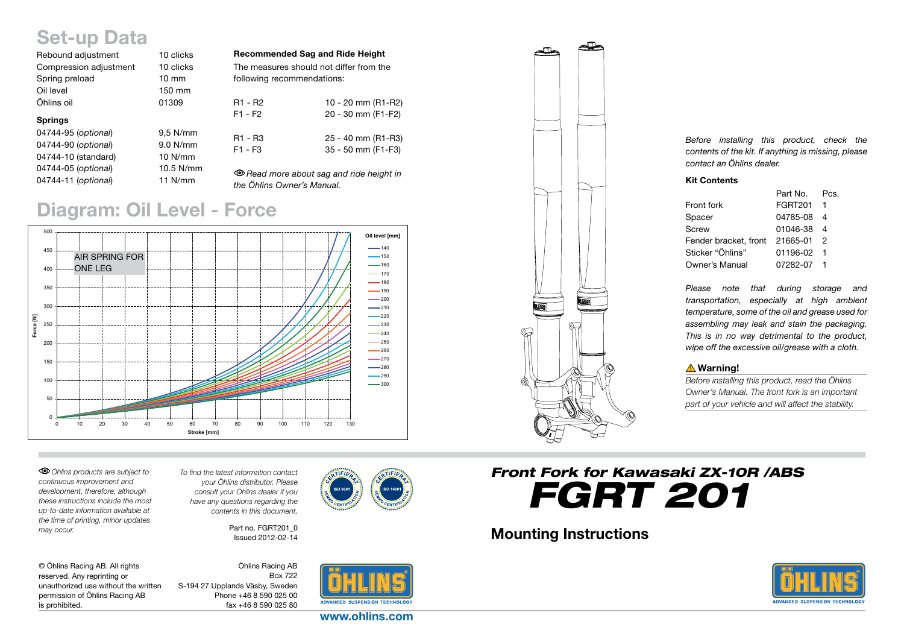# Set-up Data

| | |
|---|---|
| Rebound adjustment | 10 clicks |
| Compression adjustment | 10 clicks |
| Spring preload | 10 mm |
| Oil level | 150 mm |
| Öhlins oil | 01309 |

### Springs

| | |
|---|---|
| 04744-95 (*optional*) | 9,5 N/mm |
| 04744-90 (*optional*) | 9.0 N/mm |
| 04744-10 (standard) | 10 N/mm |
| 04744-05 (*optional*) | 10.5 N/mm |
| 04744-11 (*optional*) | 11 N/mm |

### Recommended Sag and Ride Height

The measures should not differ from the following recommendations:

| | |
|---|---|
| R1 - R2 | 10 - 20 mm (R1-R2) |
| F1 - F2 | 20 - 30 mm (F1-F2) |
| R1 - R3 | 25 - 40 mm (R1-R3) |
| F1 - F3 | 35 - 50 mm (F1-F3) |

*Read more about sag and ride height in the Öhlins Owner's Manual.*

# Diagram: Oil Level - Force

AIR SPRING FOR ONE LEG

Force [N] (0–500) vs Stroke [mm] (0–130)

Oil level [mm]: 140, 150, 160, 170, 180, 190, 200, 210, 220, 230, 240, 250, 260, 270, 280, 290, 300

*Before installing this product, check the contents of the kit. If anything is missing, please contact an Öhlins dealer.*

### Kit Contents

| | Part No. | Pcs. |
|---|---|---|
| Front fork | FGRT201 | 1 |
| Spacer | 04785-08 | 4 |
| Screw | 01046-38 | 4 |
| Fender bracket, front | 21665-01 | 2 |
| Sticker "Öhlins" | 01196-02 | 1 |
| Owner's Manual | 07282-07 | 1 |

*Please note that during storage and transportation, especially at high ambient temperature, some of the oil and grease used for assembling may leak and stain the packaging. This is in no way detrimental to the product, wipe off the excessive oil/grease with a cloth.*

### ⚠ Warning!

*Before installing this product, read the Öhlins Owner's Manual. The front fork is an important part of your vehicle and will affect the stability.*

*Öhlins products are subject to continuous improvement and development, therefore, although these instructions include the most up-to-date information available at the time of printing, minor updates may occur.*

*To find the latest information contact your Öhlins distributor. Please consult your Öhlins dealer if you have any questions regarding the contents in this document.*

Part no. FGRT201_0
Issued 2012-02-14

ISO 9001 / ISO 14001 – SEMKO CERTIFIERAT

© Öhlins Racing AB. All rights reserved. Any reprinting or unauthorized use without the written permission of Öhlins Racing AB is prohibited.

Öhlins Racing AB
Box 722
S-194 27 Upplands Väsby, Sweden
Phone +46 8 590 025 00
fax +46 8 590 025 80

ÖHLINS – ADVANCED SUSPENSION TECHNOLOGY

www.ohlins.com

## *Front Fork for Kawasaki ZX-10R /ABS*

# *FGRT 201*

## Mounting Instructions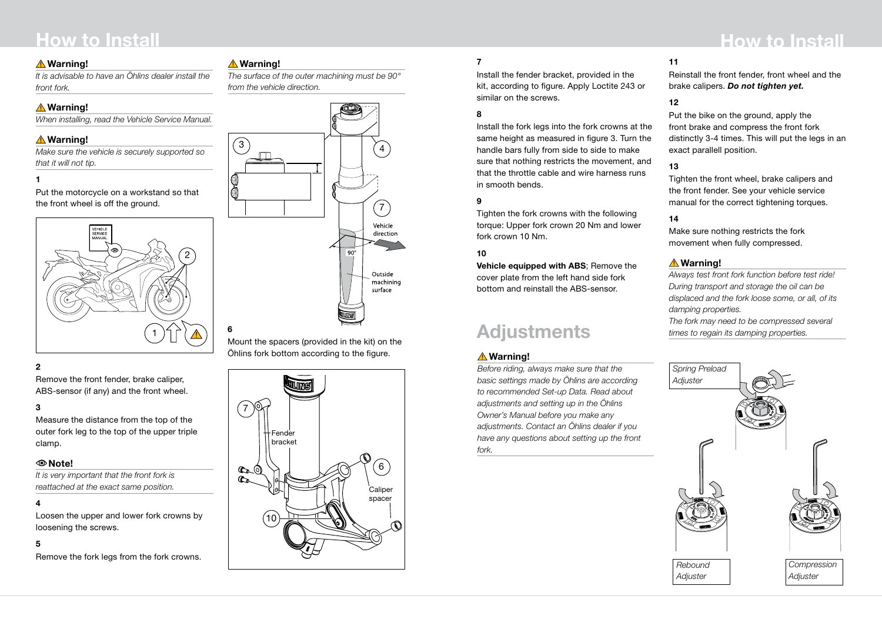# How to Install

**⚠ Warning!**

*It is advisable to have an Öhlins dealer install the front fork.*

**⚠ Warning!**

*When installing, read the Vehicle Service Manual.*

**⚠ Warning!**

*Make sure the vehicle is securely supported so that it will not tip.*

**1**

Put the motorcycle on a workstand so that the front wheel is off the ground.

VEHICLE SERVICE MANUAL

2

1

**2**

Remove the front fender, brake caliper, ABS-sensor (if any) and the front wheel.

**3**

Measure the distance from the top of the outer fork leg to the top of the upper triple clamp.

**Note!**

*It is very important that the front fork is reattached at the exact same position.*

**4**

Loosen the upper and lower fork crowns by loosening the screws.

**5**

Remove the fork legs from the fork crowns.

**⚠ Warning!**

*The surface of the outer machining must be 90° from the vehicle direction.*

3

4

7

Vehicle direction

90°

Outside machining surface

**6**

Mount the spacers (provided in the kit) on the Öhlins fork bottom according to the figure.

7

Fender bracket

6

Caliper spacer

10

**7**

Install the fender bracket, provided in the kit, according to figure. Apply Loctite 243 or similar on the screws.

**8**

Install the fork legs into the fork crowns at the same height as measured in figure 3. Turn the handle bars fully from side to side to make sure that nothing restricts the movement, and that the throttle cable and wire harness runs in smooth bends.

**9**

Tighten the fork crowns with the following torque: Upper fork crown 20 Nm and lower fork crown 10 Nm.

**10**

**Vehicle equipped with ABS**; Remove the cover plate from the left hand side fork bottom and reinstall the ABS-sensor.

# Adjustments

**⚠ Warning!**

*Before riding, always make sure that the basic settings made by Öhlins are according to recommended Set-up Data. Read about adjustments and setting up in the Öhlins Owner's Manual before you make any adjustments. Contact an Öhlins dealer if you have any questions about setting up the front fork.*

**11**

Reinstall the front fender, front wheel and the brake calipers. ***Do not tighten yet.***

**12**

Put the bike on the ground, apply the front brake and compress the front fork distinctly 3-4 times. This will put the legs in an exact parallel position.

**13**

Tighten the front wheel, brake calipers and the front fender. See your vehicle service manual for the correct tightening torques.

**14**

Make sure nothing restricts the fork movement when fully compressed.

**⚠ Warning!**

*Always test front fork function before test ride! During transport and storage the oil can be displaced and the fork loose some, or all, of its damping properties.*

*The fork may need to be compressed several times to regain its damping properties.*

*Spring Preload Adjuster*

*Rebound Adjuster*

*Compression Adjuster*